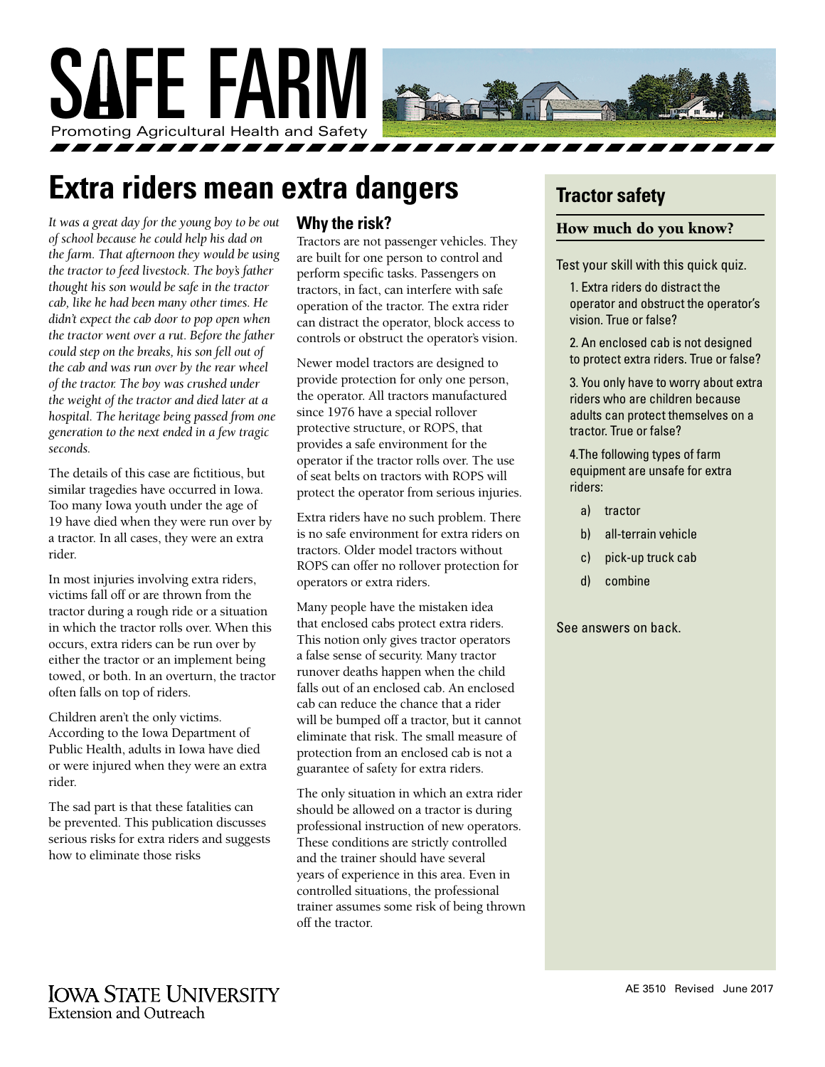# SAFE FARM

Promoting Agricultural Health and Safety

## Extra riders mean extra dangers

*It was a great day for the young boy to be out of school because he could help his dad on the farm. That afternoon they would be using the tractor to feed livestock. The boy's father thought his son would be safe in the tractor cab, like he had been many other times. He didn't expect the cab door to pop open when the tractor went over a rut. Before the father could step on the breaks, his son fell out of the cab and was run over by the rear wheel of the tractor. The boy was crushed under the weight of the tractor and died later at a hospital. The heritage being passed from one generation to the next ended in a few tragic seconds.*

The details of this case are fictitious, but similar tragedies have occurred in Iowa. Too many Iowa youth under the age of 19 have died when they were run over by a tractor. In all cases, they were an extra rider.

In most injuries involving extra riders, victims fall off or are thrown from the tractor during a rough ride or a situation in which the tractor rolls over. When this occurs, extra riders can be run over by either the tractor or an implement being towed, or both. In an overturn, the tractor often falls on top of riders.

Children aren't the only victims. According to the Iowa Department of Public Health, adults in Iowa have died or were injured when they were an extra rider.

The sad part is that these fatalities can be prevented. This publication discusses serious risks for extra riders and suggests how to eliminate those risks

### Why the risk?

Tractors are not passenger vehicles. They are built for one person to control and perform specific tasks. Passengers on tractors, in fact, can interfere with safe operation of the tractor. The extra rider can distract the operator, block access to controls or obstruct the operator's vision.

Newer model tractors are designed to provide protection for only one person, the operator. All tractors manufactured since 1976 have a special rollover protective structure, or ROPS, that provides a safe environment for the operator if the tractor rolls over. The use of seat belts on tractors with ROPS will protect the operator from serious injuries.

Extra riders have no such problem. There is no safe environment for extra riders on tractors. Older model tractors without ROPS can offer no rollover protection for operators or extra riders.

Many people have the mistaken idea that enclosed cabs protect extra riders. This notion only gives tractor operators a false sense of security. Many tractor runover deaths happen when the child falls out of an enclosed cab. An enclosed cab can reduce the chance that a rider will be bumped off a tractor, but it cannot eliminate that risk. The small measure of protection from an enclosed cab is not a guarantee of safety for extra riders.

The only situation in which an extra rider should be allowed on a tractor is during professional instruction of new operators. These conditions are strictly controlled and the trainer should have several years of experience in this area. Even in controlled situations, the professional trainer assumes some risk of being thrown off the tractor.

## Tractor safety

### How much do you know?

Test your skill with this quick quiz.

1. Extra riders do distract the operator and obstruct the operator's vision. True or false?

2. An enclosed cab is not designed to protect extra riders. True or false?

3. You only have to worry about extra riders who are children because adults can protect themselves on a tractor. True or false?

4.The following types of farm equipment are unsafe for extra riders:

   a) tractor

   b) all-terrain vehicle

   c) pick-up truck cab

   d) combine

See answers on back.

IOWA STATE UNIVERSITY
Extension and Outreach

AE 3510 Revised June 2017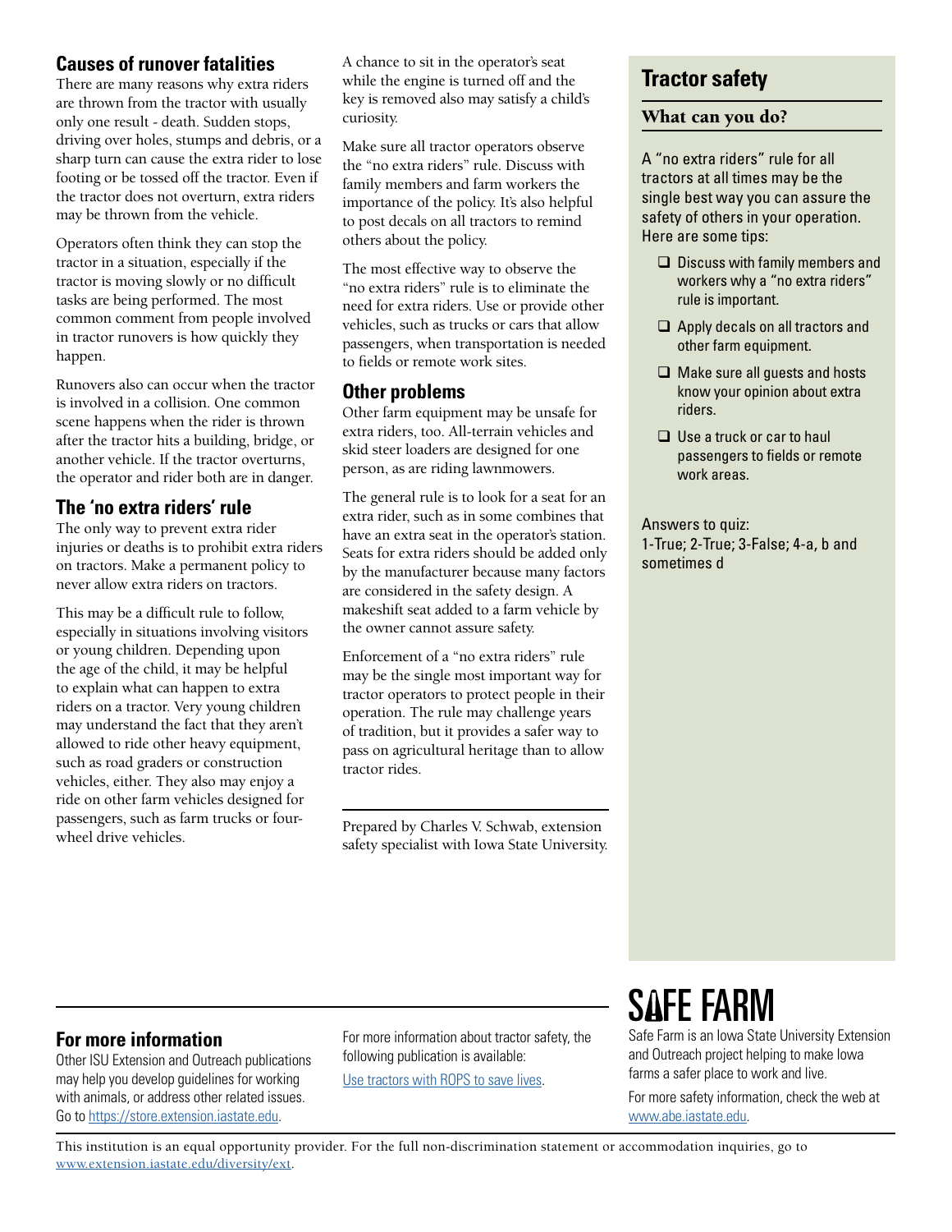## Causes of runover fatalities

There are many reasons why extra riders are thrown from the tractor with usually only one result - death. Sudden stops, driving over holes, stumps and debris, or a sharp turn can cause the extra rider to lose footing or be tossed off the tractor. Even if the tractor does not overturn, extra riders may be thrown from the vehicle.

Operators often think they can stop the tractor in a situation, especially if the tractor is moving slowly or no difficult tasks are being performed. The most common comment from people involved in tractor runovers is how quickly they happen.

Runovers also can occur when the tractor is involved in a collision. One common scene happens when the rider is thrown after the tractor hits a building, bridge, or another vehicle. If the tractor overturns, the operator and rider both are in danger.

## The 'no extra riders' rule

The only way to prevent extra rider injuries or deaths is to prohibit extra riders on tractors. Make a permanent policy to never allow extra riders on tractors.

This may be a difficult rule to follow, especially in situations involving visitors or young children. Depending upon the age of the child, it may be helpful to explain what can happen to extra riders on a tractor. Very young children may understand the fact that they aren't allowed to ride other heavy equipment, such as road graders or construction vehicles, either. They also may enjoy a ride on other farm vehicles designed for passengers, such as farm trucks or four-wheel drive vehicles.

A chance to sit in the operator's seat while the engine is turned off and the key is removed also may satisfy a child's curiosity.

Make sure all tractor operators observe the "no extra riders" rule. Discuss with family members and farm workers the importance of the policy. It's also helpful to post decals on all tractors to remind others about the policy.

The most effective way to observe the "no extra riders" rule is to eliminate the need for extra riders. Use or provide other vehicles, such as trucks or cars that allow passengers, when transportation is needed to fields or remote work sites.

## Other problems

Other farm equipment may be unsafe for extra riders, too. All-terrain vehicles and skid steer loaders are designed for one person, as are riding lawnmowers.

The general rule is to look for a seat for an extra rider, such as in some combines that have an extra seat in the operator's station. Seats for extra riders should be added only by the manufacturer because many factors are considered in the safety design. A makeshift seat added to a farm vehicle by the owner cannot assure safety.

Enforcement of a "no extra riders" rule may be the single most important way for tractor operators to protect people in their operation. The rule may challenge years of tradition, but it provides a safer way to pass on agricultural heritage than to allow tractor rides.

Prepared by Charles V. Schwab, extension safety specialist with Iowa State University.

## Tractor safety

### What can you do?

A "no extra riders" rule for all tractors at all times may be the single best way you can assure the safety of others in your operation. Here are some tips:

- ❑ Discuss with family members and workers why a "no extra riders" rule is important.
- ❑ Apply decals on all tractors and other farm equipment.
- ❑ Make sure all guests and hosts know your opinion about extra riders.
- ❑ Use a truck or car to haul passengers to fields or remote work areas.

Answers to quiz:
1-True; 2-True; 3-False; 4-a, b and sometimes d

## For more information

Other ISU Extension and Outreach publications may help you develop guidelines for working with animals, or address other related issues. Go to https://store.extension.iastate.edu.

For more information about tractor safety, the following publication is available:

Use tractors with ROPS to save lives.

# SAFE FARM

Safe Farm is an Iowa State University Extension and Outreach project helping to make Iowa farms a safer place to work and live.

For more safety information, check the web at www.abe.iastate.edu.

This institution is an equal opportunity provider. For the full non-discrimination statement or accommodation inquiries, go to www.extension.iastate.edu/diversity/ext.